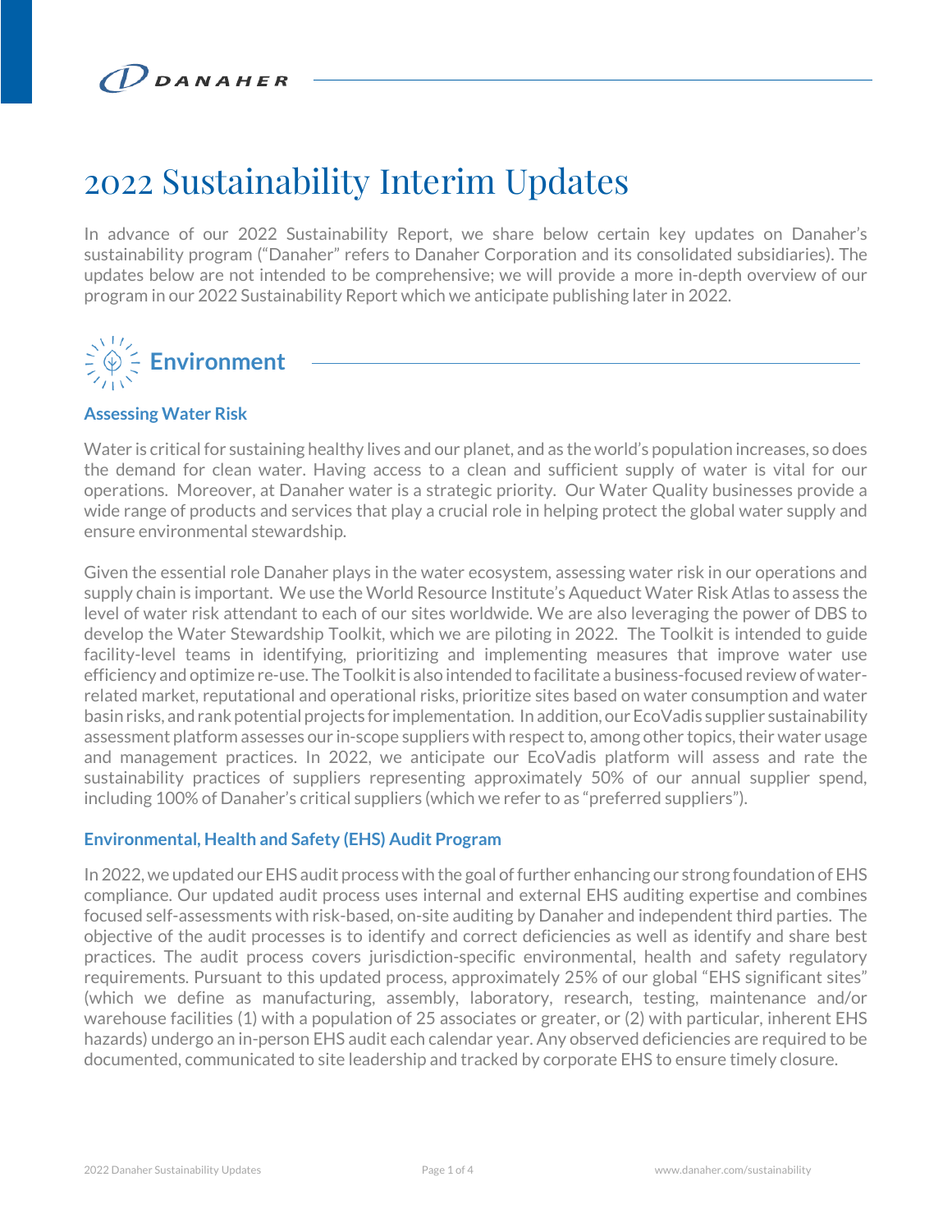# 2022 Sustainability Interim Updates

In advance of our 2022 Sustainability Report, we share below certain key updates on Danaher's sustainability program ("Danaher" refers to Danaher Corporation and its consolidated subsidiaries). The updates below are not intended to be comprehensive; we will provide a more in-depth overview of our program in our 2022 Sustainability Report which we anticipate publishing later in 2022.

## Environment

### Assessing Water Risk

Water is critical for sustaining healthy lives and our planet, and as the world's population increases, so does the demand for clean water. Having access to a clean and sufficient supply of water is vital for our operations. Moreover, at Danaher water is a strategic priority. Our Water Quality businesses provide a wide range of products and services that play a crucial role in helping protect the global water supply and ensure environmental stewardship.

Given the essential role Danaher plays in the water ecosystem, assessing water risk in our operations and supply chain is important. We use the World Resource Institute's Aqueduct Water Risk Atlas to assess the level of water risk attendant to each of our sites worldwide. We are also leveraging the power of DBS to develop the Water Stewardship Toolkit, which we are piloting in 2022. The Toolkit is intended to guide facility-level teams in identifying, prioritizing and implementing measures that improve water use efficiency and optimize re-use. The Toolkit is also intended to facilitate a business-focused review of water-related market, reputational and operational risks, prioritize sites based on water consumption and water basin risks, and rank potential projects for implementation. In addition, our EcoVadis supplier sustainability assessment platform assesses our in-scope suppliers with respect to, among other topics, their water usage and management practices. In 2022, we anticipate our EcoVadis platform will assess and rate the sustainability practices of suppliers representing approximately 50% of our annual supplier spend, including 100% of Danaher's critical suppliers (which we refer to as "preferred suppliers").

### Environmental, Health and Safety (EHS) Audit Program

In 2022, we updated our EHS audit process with the goal of further enhancing our strong foundation of EHS compliance. Our updated audit process uses internal and external EHS auditing expertise and combines focused self-assessments with risk-based, on-site auditing by Danaher and independent third parties. The objective of the audit processes is to identify and correct deficiencies as well as identify and share best practices. The audit process covers jurisdiction-specific environmental, health and safety regulatory requirements. Pursuant to this updated process, approximately 25% of our global "EHS significant sites" (which we define as manufacturing, assembly, laboratory, research, testing, maintenance and/or warehouse facilities (1) with a population of 25 associates or greater, or (2) with particular, inherent EHS hazards) undergo an in-person EHS audit each calendar year. Any observed deficiencies are required to be documented, communicated to site leadership and tracked by corporate EHS to ensure timely closure.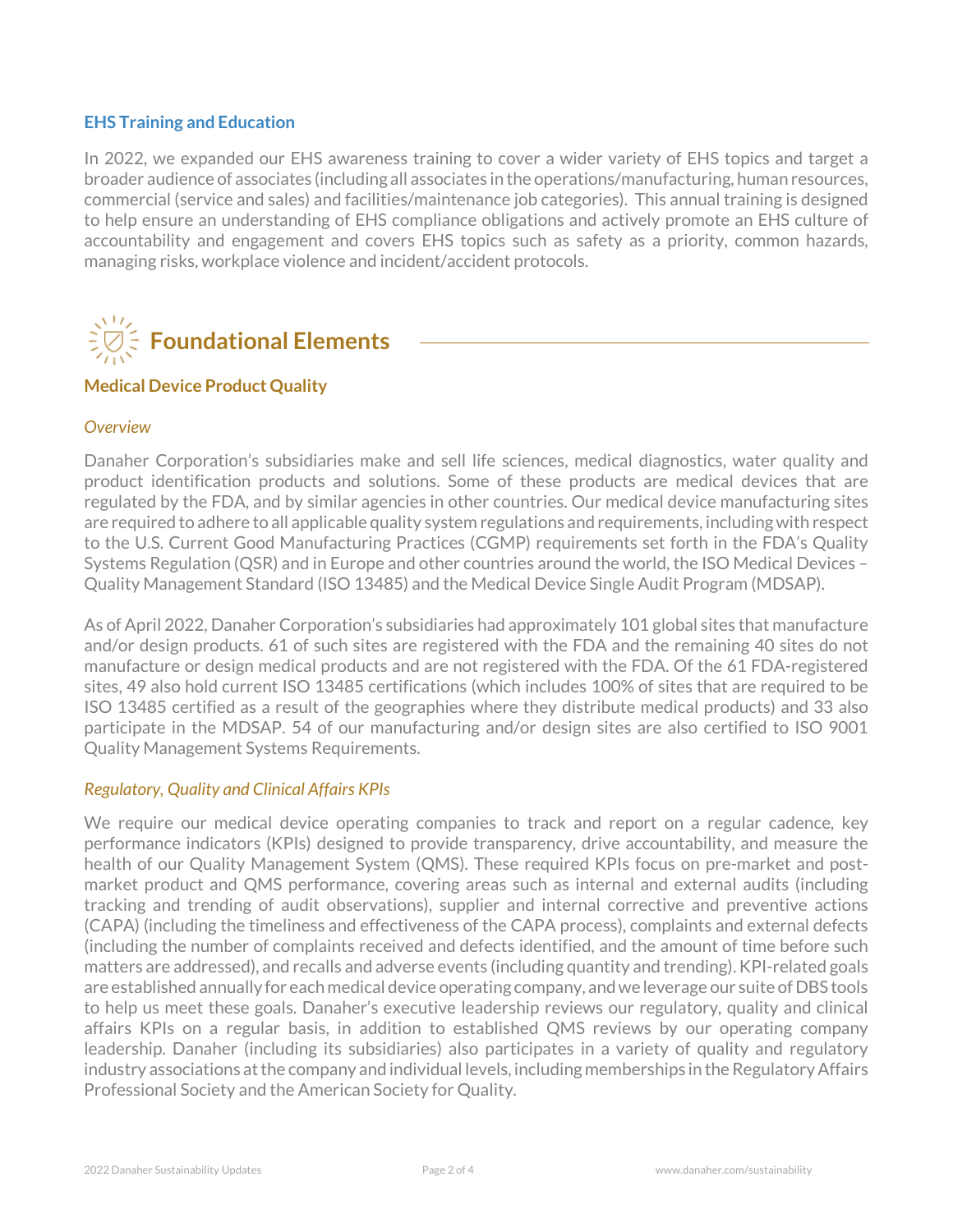### EHS Training and Education

In 2022, we expanded our EHS awareness training to cover a wider variety of EHS topics and target a broader audience of associates (including all associates in the operations/manufacturing, human resources, commercial (service and sales) and facilities/maintenance job categories). This annual training is designed to help ensure an understanding of EHS compliance obligations and actively promote an EHS culture of accountability and engagement and covers EHS topics such as safety as a priority, common hazards, managing risks, workplace violence and incident/accident protocols.

## Foundational Elements

### Medical Device Product Quality

*Overview*

Danaher Corporation's subsidiaries make and sell life sciences, medical diagnostics, water quality and product identification products and solutions. Some of these products are medical devices that are regulated by the FDA, and by similar agencies in other countries. Our medical device manufacturing sites are required to adhere to all applicable quality system regulations and requirements, including with respect to the U.S. Current Good Manufacturing Practices (CGMP) requirements set forth in the FDA's Quality Systems Regulation (QSR) and in Europe and other countries around the world, the ISO Medical Devices – Quality Management Standard (ISO 13485) and the Medical Device Single Audit Program (MDSAP).

As of April 2022, Danaher Corporation's subsidiaries had approximately 101 global sites that manufacture and/or design products. 61 of such sites are registered with the FDA and the remaining 40 sites do not manufacture or design medical products and are not registered with the FDA. Of the 61 FDA-registered sites, 49 also hold current ISO 13485 certifications (which includes 100% of sites that are required to be ISO 13485 certified as a result of the geographies where they distribute medical products) and 33 also participate in the MDSAP. 54 of our manufacturing and/or design sites are also certified to ISO 9001 Quality Management Systems Requirements.

*Regulatory, Quality and Clinical Affairs KPIs*

We require our medical device operating companies to track and report on a regular cadence, key performance indicators (KPIs) designed to provide transparency, drive accountability, and measure the health of our Quality Management System (QMS). These required KPIs focus on pre-market and post-market product and QMS performance, covering areas such as internal and external audits (including tracking and trending of audit observations), supplier and internal corrective and preventive actions (CAPA) (including the timeliness and effectiveness of the CAPA process), complaints and external defects (including the number of complaints received and defects identified, and the amount of time before such matters are addressed), and recalls and adverse events (including quantity and trending). KPI-related goals are established annually for each medical device operating company, and we leverage our suite of DBS tools to help us meet these goals. Danaher's executive leadership reviews our regulatory, quality and clinical affairs KPIs on a regular basis, in addition to established QMS reviews by our operating company leadership. Danaher (including its subsidiaries) also participates in a variety of quality and regulatory industry associations at the company and individual levels, including memberships in the Regulatory Affairs Professional Society and the American Society for Quality.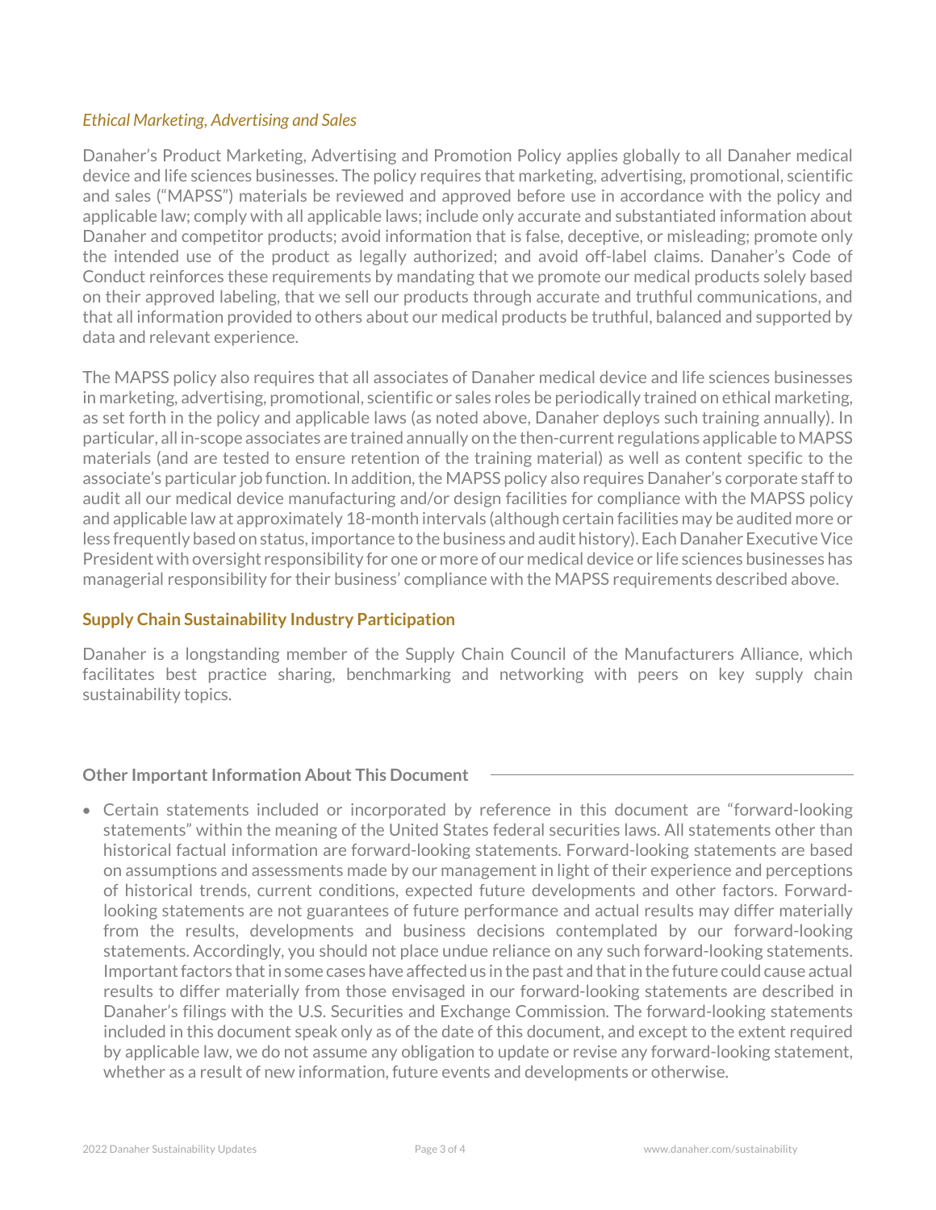*Ethical Marketing, Advertising and Sales*

Danaher's Product Marketing, Advertising and Promotion Policy applies globally to all Danaher medical device and life sciences businesses. The policy requires that marketing, advertising, promotional, scientific and sales ("MAPSS") materials be reviewed and approved before use in accordance with the policy and applicable law; comply with all applicable laws; include only accurate and substantiated information about Danaher and competitor products; avoid information that is false, deceptive, or misleading; promote only the intended use of the product as legally authorized; and avoid off-label claims. Danaher's Code of Conduct reinforces these requirements by mandating that we promote our medical products solely based on their approved labeling, that we sell our products through accurate and truthful communications, and that all information provided to others about our medical products be truthful, balanced and supported by data and relevant experience.

The MAPSS policy also requires that all associates of Danaher medical device and life sciences businesses in marketing, advertising, promotional, scientific or sales roles be periodically trained on ethical marketing, as set forth in the policy and applicable laws (as noted above, Danaher deploys such training annually). In particular, all in-scope associates are trained annually on the then-current regulations applicable to MAPSS materials (and are tested to ensure retention of the training material) as well as content specific to the associate's particular job function. In addition, the MAPSS policy also requires Danaher's corporate staff to audit all our medical device manufacturing and/or design facilities for compliance with the MAPSS policy and applicable law at approximately 18-month intervals (although certain facilities may be audited more or less frequently based on status, importance to the business and audit history). Each Danaher Executive Vice President with oversight responsibility for one or more of our medical device or life sciences businesses has managerial responsibility for their business' compliance with the MAPSS requirements described above.

## Supply Chain Sustainability Industry Participation

Danaher is a longstanding member of the Supply Chain Council of the Manufacturers Alliance, which facilitates best practice sharing, benchmarking and networking with peers on key supply chain sustainability topics.

### Other Important Information About This Document

- Certain statements included or incorporated by reference in this document are "forward-looking statements" within the meaning of the United States federal securities laws. All statements other than historical factual information are forward-looking statements. Forward-looking statements are based on assumptions and assessments made by our management in light of their experience and perceptions of historical trends, current conditions, expected future developments and other factors. Forward-looking statements are not guarantees of future performance and actual results may differ materially from the results, developments and business decisions contemplated by our forward-looking statements. Accordingly, you should not place undue reliance on any such forward-looking statements. Important factors that in some cases have affected us in the past and that in the future could cause actual results to differ materially from those envisaged in our forward-looking statements are described in Danaher's filings with the U.S. Securities and Exchange Commission. The forward-looking statements included in this document speak only as of the date of this document, and except to the extent required by applicable law, we do not assume any obligation to update or revise any forward-looking statement, whether as a result of new information, future events and developments or otherwise.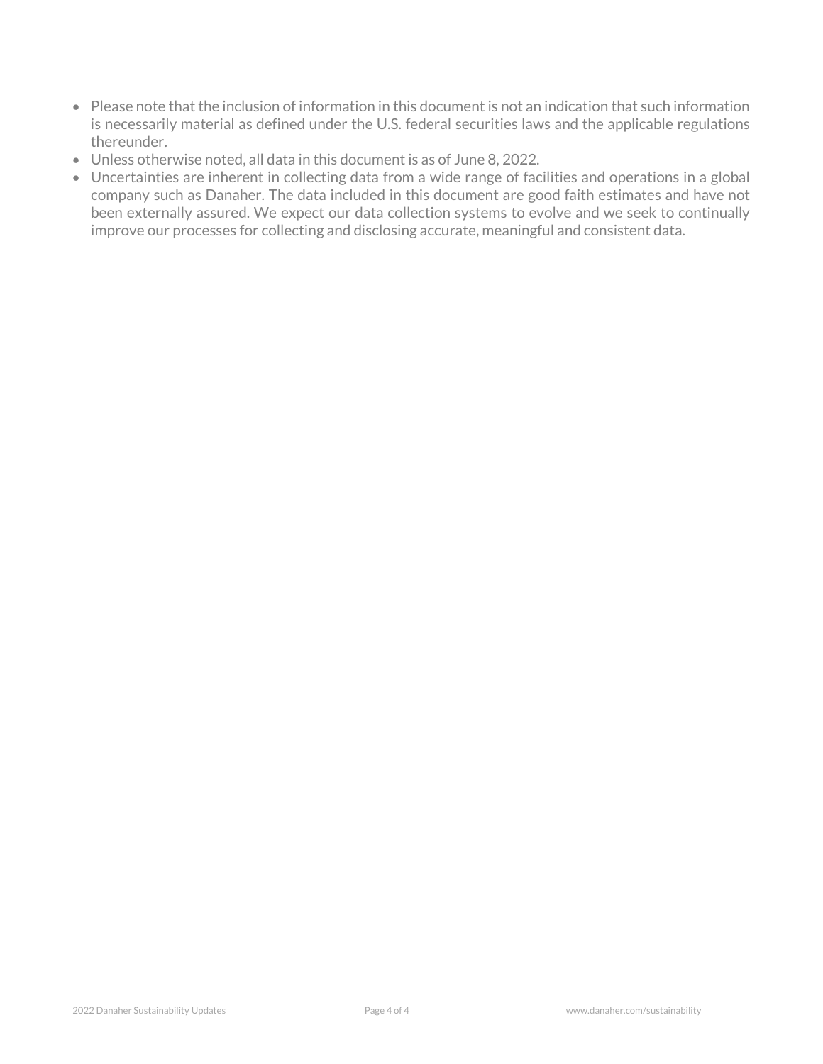- Please note that the inclusion of information in this document is not an indication that such information is necessarily material as defined under the U.S. federal securities laws and the applicable regulations thereunder.
- Unless otherwise noted, all data in this document is as of June 8, 2022.
- Uncertainties are inherent in collecting data from a wide range of facilities and operations in a global company such as Danaher. The data included in this document are good faith estimates and have not been externally assured. We expect our data collection systems to evolve and we seek to continually improve our processes for collecting and disclosing accurate, meaningful and consistent data.